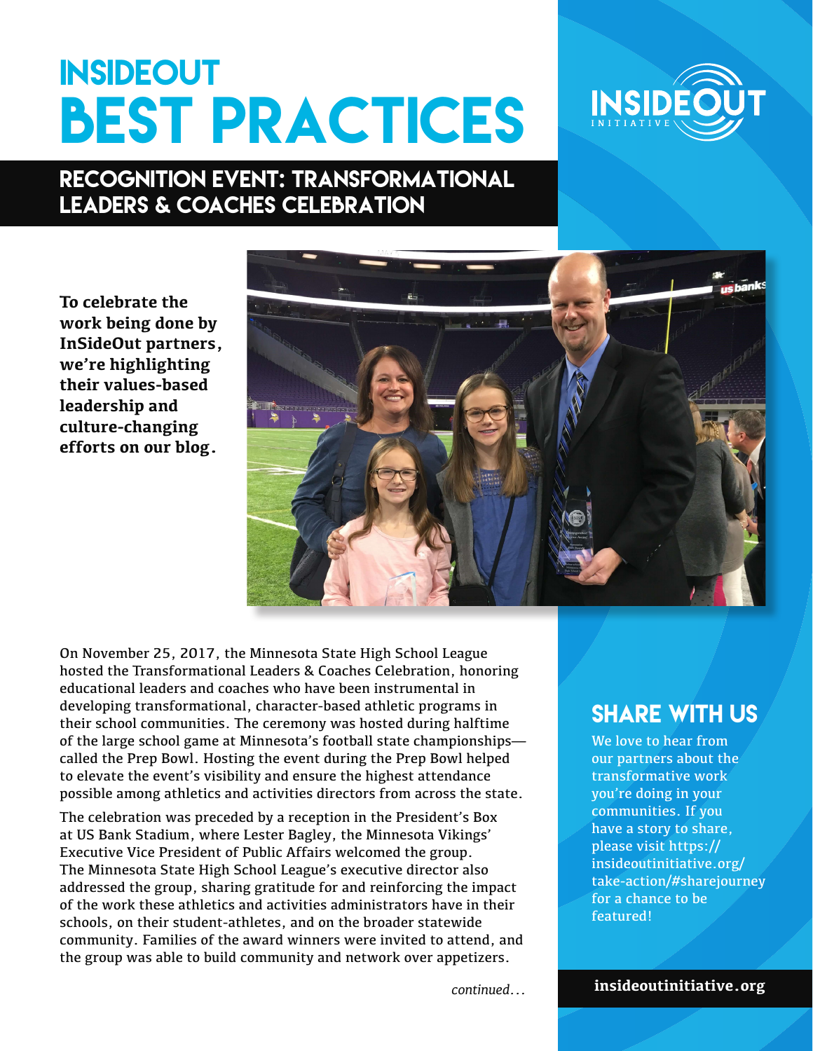# INSIDEOUT BEST PRACTICES

## RECOGNITION EVENT: TRANSFORMATIONAL LEADERS & COACHES CELEBRATION

**To celebrate the work being done by InSideOut partners, we're highlighting their values-based leadership and culture-changing efforts on our blog.**

On November 25, 2017, the Minnesota State High School League hosted the Transformational Leaders & Coaches Celebration, honoring educational leaders and coaches who have been instrumental in developing transformational, character-based athletic programs in their school communities. The ceremony was hosted during halftime of the large school game at Minnesota's football state championships—called the Prep Bowl. Hosting the event during the Prep Bowl helped to elevate the event's visibility and ensure the highest attendance possible among athletics and activities directors from across the state.

The celebration was preceded by a reception in the President's Box at US Bank Stadium, where Lester Bagley, the Minnesota Vikings' Executive Vice President of Public Affairs welcomed the group. The Minnesota State High School League's executive director also addressed the group, sharing gratitude for and reinforcing the impact of the work these athletics and activities administrators have in their schools, on their student-athletes, and on the broader statewide community. Families of the award winners were invited to attend, and the group was able to build community and network over appetizers.

*continued...*

## SHARE WITH US

We love to hear from our partners about the transformative work you're doing in your communities. If you have a story to share, please visit https://insideoutinitiative.org/take-action/#sharejourney for a chance to be featured!

**insideoutinitiative.org**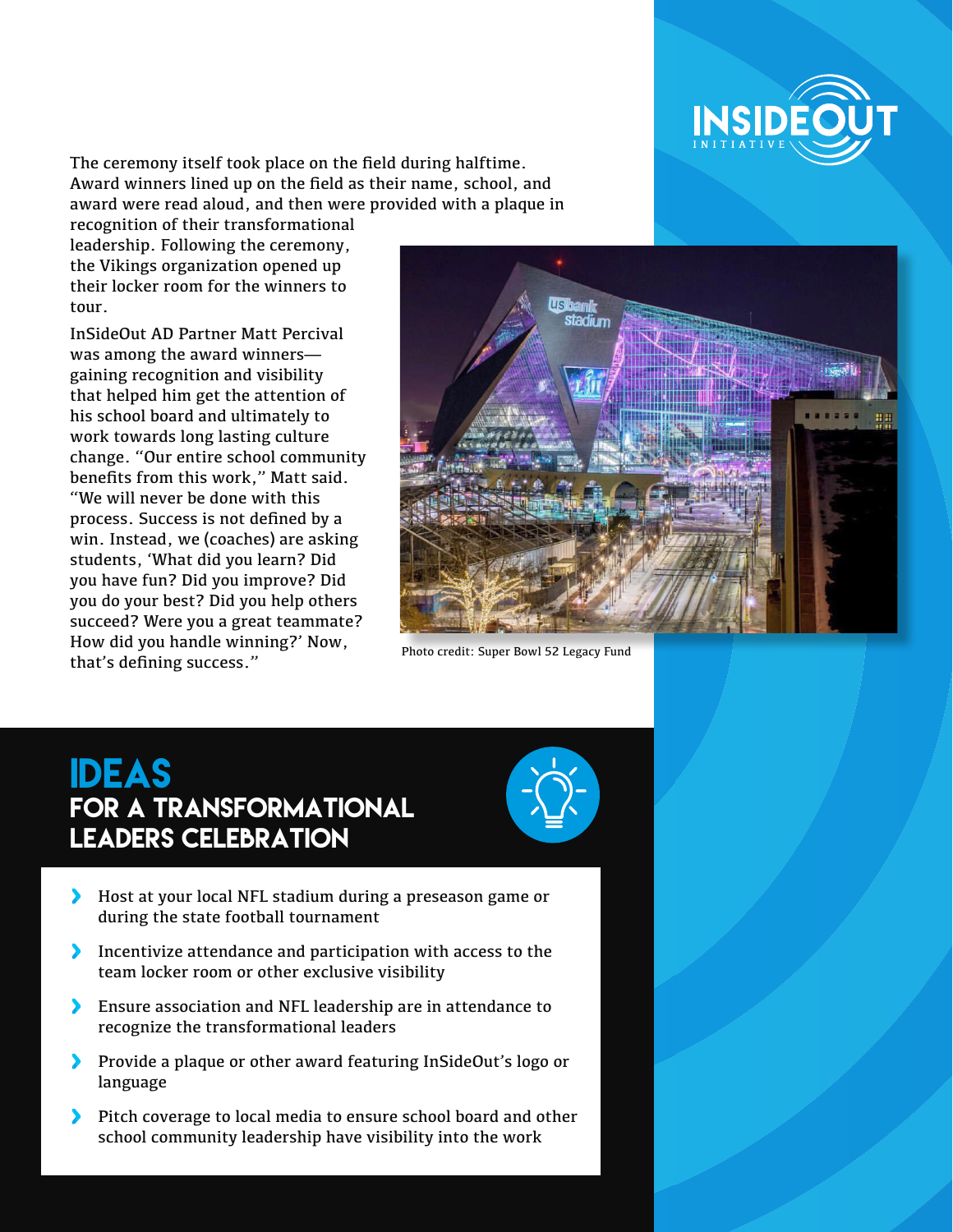The ceremony itself took place on the field during halftime. Award winners lined up on the field as their name, school, and award were read aloud, and then were provided with a plaque in recognition of their transformational leadership. Following the ceremony, the Vikings organization opened up their locker room for the winners to tour.

InSideOut AD Partner Matt Percival was among the award winners—gaining recognition and visibility that helped him get the attention of his school board and ultimately to work towards long lasting culture change. "Our entire school community benefits from this work," Matt said. "We will never be done with this process. Success is not defined by a win. Instead, we (coaches) are asking students, 'What did you learn? Did you have fun? Did you improve? Did you do your best? Did you help others succeed? Were you a great teammate? How did you handle winning?' Now, that's defining success."

Photo credit: Super Bowl 52 Legacy Fund

# IDEAS
## FOR A TRANSFORMATIONAL LEADERS CELEBRATION

- Host at your local NFL stadium during a preseason game or during the state football tournament
- Incentivize attendance and participation with access to the team locker room or other exclusive visibility
- Ensure association and NFL leadership are in attendance to recognize the transformational leaders
- Provide a plaque or other award featuring InSideOut's logo or language
- Pitch coverage to local media to ensure school board and other school community leadership have visibility into the work